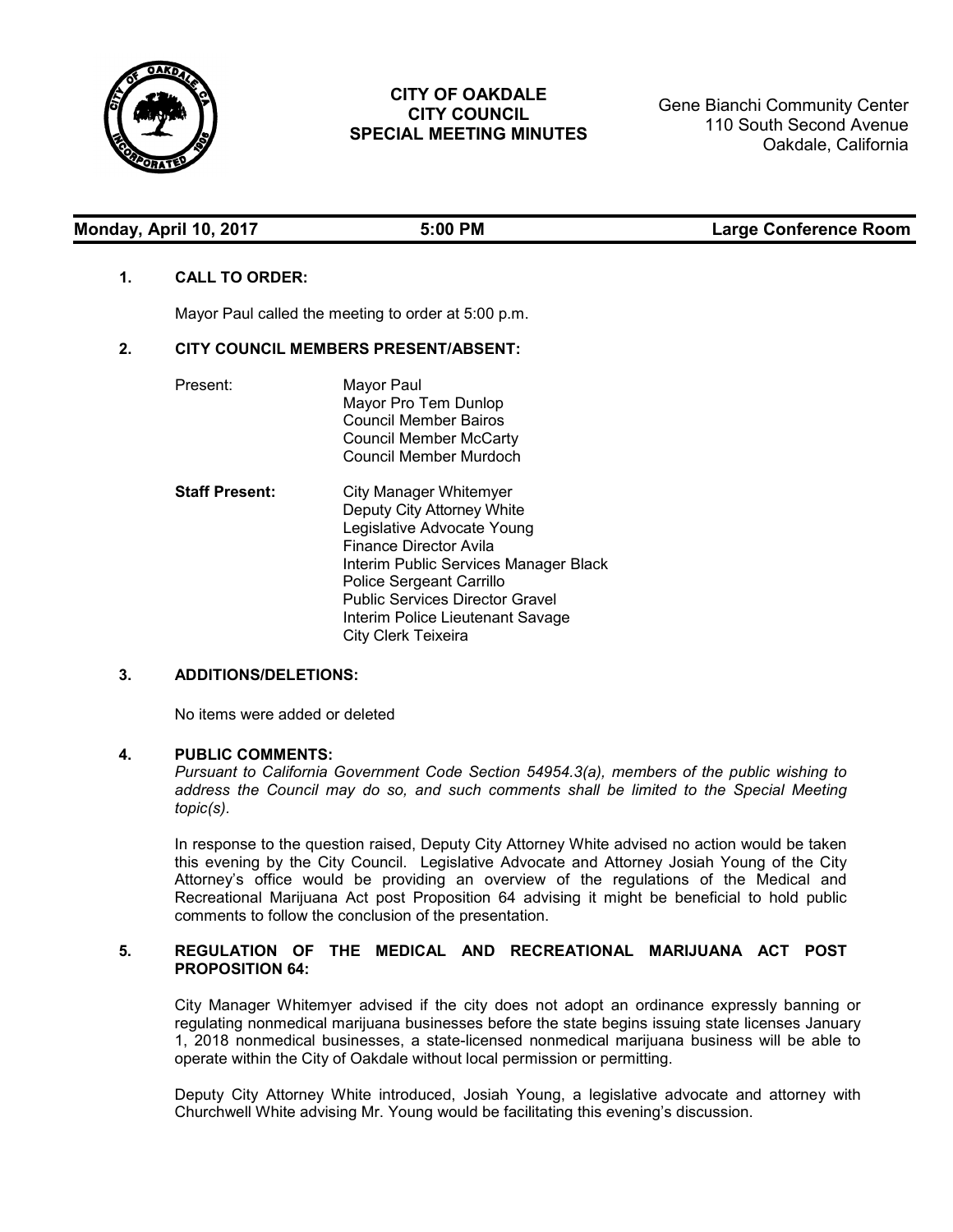# CITY OF OAKDALE
# CITY COUNCIL
# SPECIAL MEETING MINUTES

Gene Bianchi Community Center
110 South Second Avenue
Oakdale, California

**Monday, April 10, 2017 — 5:00 PM — Large Conference Room**

## 1. CALL TO ORDER:

Mayor Paul called the meeting to order at 5:00 p.m.

## 2. CITY COUNCIL MEMBERS PRESENT/ABSENT:

Present:
- Mayor Paul
- Mayor Pro Tem Dunlop
- Council Member Bairos
- Council Member McCarty
- Council Member Murdoch

**Staff Present:**
- City Manager Whitemyer
- Deputy City Attorney White
- Legislative Advocate Young
- Finance Director Avila
- Interim Public Services Manager Black
- Police Sergeant Carrillo
- Public Services Director Gravel
- Interim Police Lieutenant Savage
- City Clerk Teixeira

## 3. ADDITIONS/DELETIONS:

No items were added or deleted

## 4. PUBLIC COMMENTS:

*Pursuant to California Government Code Section 54954.3(a), members of the public wishing to address the Council may do so, and such comments shall be limited to the Special Meeting topic(s).*

In response to the question raised, Deputy City Attorney White advised no action would be taken this evening by the City Council. Legislative Advocate and Attorney Josiah Young of the City Attorney's office would be providing an overview of the regulations of the Medical and Recreational Marijuana Act post Proposition 64 advising it might be beneficial to hold public comments to follow the conclusion of the presentation.

## 5. REGULATION OF THE MEDICAL AND RECREATIONAL MARIJUANA ACT POST PROPOSITION 64:

City Manager Whitemyer advised if the city does not adopt an ordinance expressly banning or regulating nonmedical marijuana businesses before the state begins issuing state licenses January 1, 2018 nonmedical businesses, a state-licensed nonmedical marijuana business will be able to operate within the City of Oakdale without local permission or permitting.

Deputy City Attorney White introduced, Josiah Young, a legislative advocate and attorney with Churchwell White advising Mr. Young would be facilitating this evening's discussion.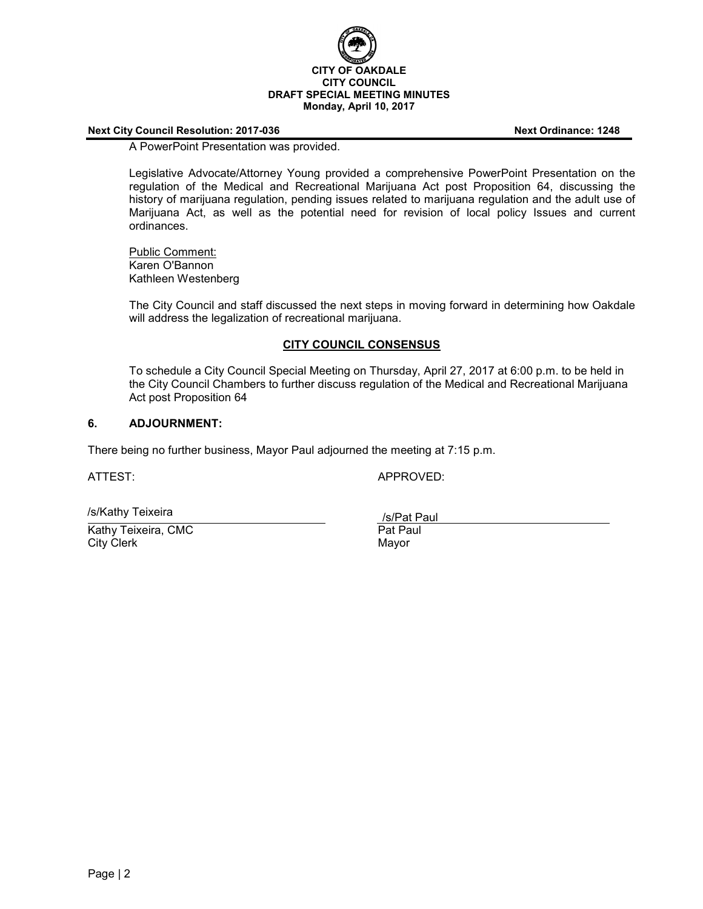A PowerPoint Presentation was provided.

Legislative Advocate/Attorney Young provided a comprehensive PowerPoint Presentation on the regulation of the Medical and Recreational Marijuana Act post Proposition 64, discussing the history of marijuana regulation, pending issues related to marijuana regulation and the adult use of Marijuana Act, as well as the potential need for revision of local policy Issues and current ordinances.

Public Comment:
Karen O'Bannon
Kathleen Westenberg

The City Council and staff discussed the next steps in moving forward in determining how Oakdale will address the legalization of recreational marijuana.

**CITY COUNCIL CONSENSUS**

To schedule a City Council Special Meeting on Thursday, April 27, 2017 at 6:00 p.m. to be held in the City Council Chambers to further discuss regulation of the Medical and Recreational Marijuana Act post Proposition 64

## 6. ADJOURNMENT:

There being no further business, Mayor Paul adjourned the meeting at 7:15 p.m.

ATTEST:

/s/Kathy Teixeira
Kathy Teixeira, CMC
City Clerk

APPROVED:

/s/Pat Paul
Pat Paul
Mayor